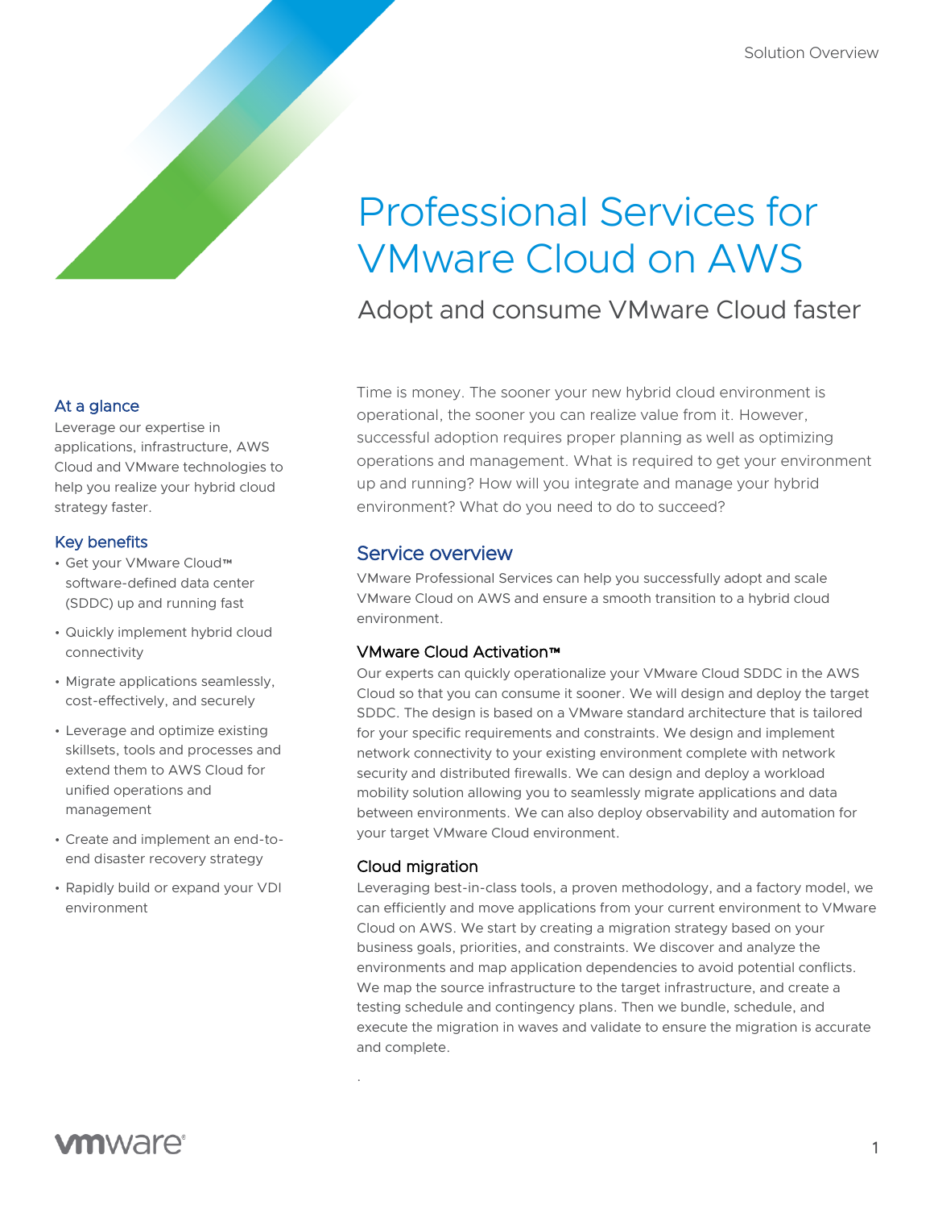Solution Overview

# Professional Services for VMware Cloud on AWS

## Adopt and consume VMware Cloud faster

### At a glance

Leverage our expertise in applications, infrastructure, AWS Cloud and VMware technologies to help you realize your hybrid cloud strategy faster.

### Key benefits

- Get your VMware Cloud™ software-defined data center (SDDC) up and running fast
- Quickly implement hybrid cloud connectivity
- Migrate applications seamlessly, cost-effectively, and securely
- Leverage and optimize existing skillsets, tools and processes and extend them to AWS Cloud for unified operations and management
- Create and implement an end-to-end disaster recovery strategy
- Rapidly build or expand your VDI environment

Time is money. The sooner your new hybrid cloud environment is operational, the sooner you can realize value from it. However, successful adoption requires proper planning as well as optimizing operations and management. What is required to get your environment up and running? How will you integrate and manage your hybrid environment? What do you need to do to succeed?

## Service overview

VMware Professional Services can help you successfully adopt and scale VMware Cloud on AWS and ensure a smooth transition to a hybrid cloud environment.

### VMware Cloud Activation™

Our experts can quickly operationalize your VMware Cloud SDDC in the AWS Cloud so that you can consume it sooner. We will design and deploy the target SDDC. The design is based on a VMware standard architecture that is tailored for your specific requirements and constraints. We design and implement network connectivity to your existing environment complete with network security and distributed firewalls. We can design and deploy a workload mobility solution allowing you to seamlessly migrate applications and data between environments. We can also deploy observability and automation for your target VMware Cloud environment.

### Cloud migration

Leveraging best-in-class tools, a proven methodology, and a factory model, we can efficiently and move applications from your current environment to VMware Cloud on AWS. We start by creating a migration strategy based on your business goals, priorities, and constraints. We discover and analyze the environments and map application dependencies to avoid potential conflicts. We map the source infrastructure to the target infrastructure, and create a testing schedule and contingency plans. Then we bundle, schedule, and execute the migration in waves and validate to ensure the migration is accurate and complete.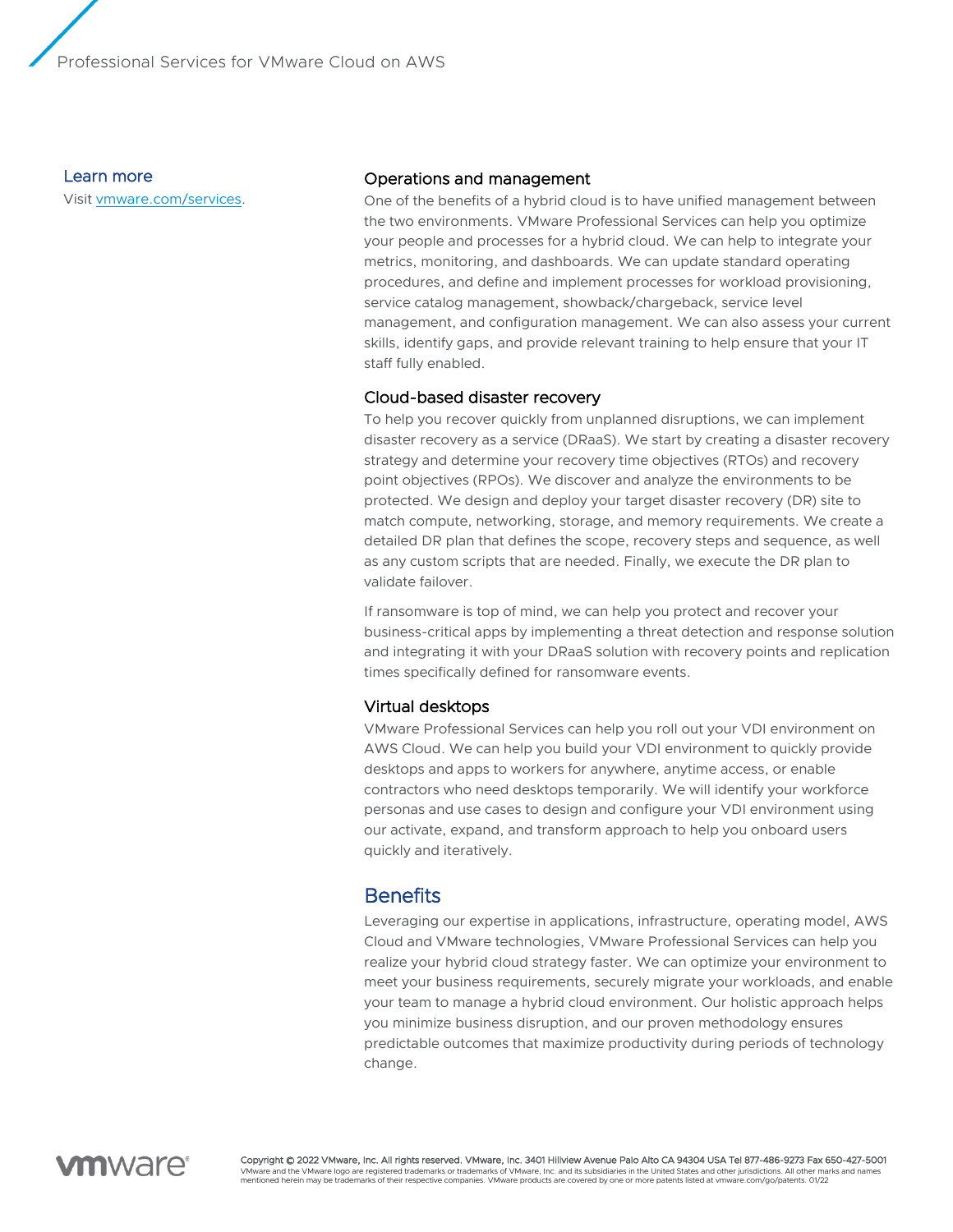## Learn more

Visit vmware.com/services.

### Operations and management

One of the benefits of a hybrid cloud is to have unified management between the two environments. VMware Professional Services can help you optimize your people and processes for a hybrid cloud. We can help to integrate your metrics, monitoring, and dashboards. We can update standard operating procedures, and define and implement processes for workload provisioning, service catalog management, showback/chargeback, service level management, and configuration management. We can also assess your current skills, identify gaps, and provide relevant training to help ensure that your IT staff fully enabled.

### Cloud-based disaster recovery

To help you recover quickly from unplanned disruptions, we can implement disaster recovery as a service (DRaaS). We start by creating a disaster recovery strategy and determine your recovery time objectives (RTOs) and recovery point objectives (RPOs). We discover and analyze the environments to be protected. We design and deploy your target disaster recovery (DR) site to match compute, networking, storage, and memory requirements. We create a detailed DR plan that defines the scope, recovery steps and sequence, as well as any custom scripts that are needed. Finally, we execute the DR plan to validate failover.

If ransomware is top of mind, we can help you protect and recover your business-critical apps by implementing a threat detection and response solution and integrating it with your DRaaS solution with recovery points and replication times specifically defined for ransomware events.

### Virtual desktops

VMware Professional Services can help you roll out your VDI environment on AWS Cloud. We can help you build your VDI environment to quickly provide desktops and apps to workers for anywhere, anytime access, or enable contractors who need desktops temporarily. We will identify your workforce personas and use cases to design and configure your VDI environment using our activate, expand, and transform approach to help you onboard users quickly and iteratively.

## Benefits

Leveraging our expertise in applications, infrastructure, operating model, AWS Cloud and VMware technologies, VMware Professional Services can help you realize your hybrid cloud strategy faster. We can optimize your environment to meet your business requirements, securely migrate your workloads, and enable your team to manage a hybrid cloud environment. Our holistic approach helps you minimize business disruption, and our proven methodology ensures predictable outcomes that maximize productivity during periods of technology change.

Copyright © 2022 VMware, Inc. All rights reserved. VMware, Inc. 3401 Hillview Avenue Palo Alto CA 94304 USA Tel 877-486-9273 Fax 650-427-5001 VMware and the VMware logo are registered trademarks or trademarks of VMware, Inc. and its subsidiaries in the United States and other jurisdictions. All other marks and names mentioned herein may be trademarks of their respective companies. VMware products are covered by one or more patents listed at vmware.com/go/patents. 01/22